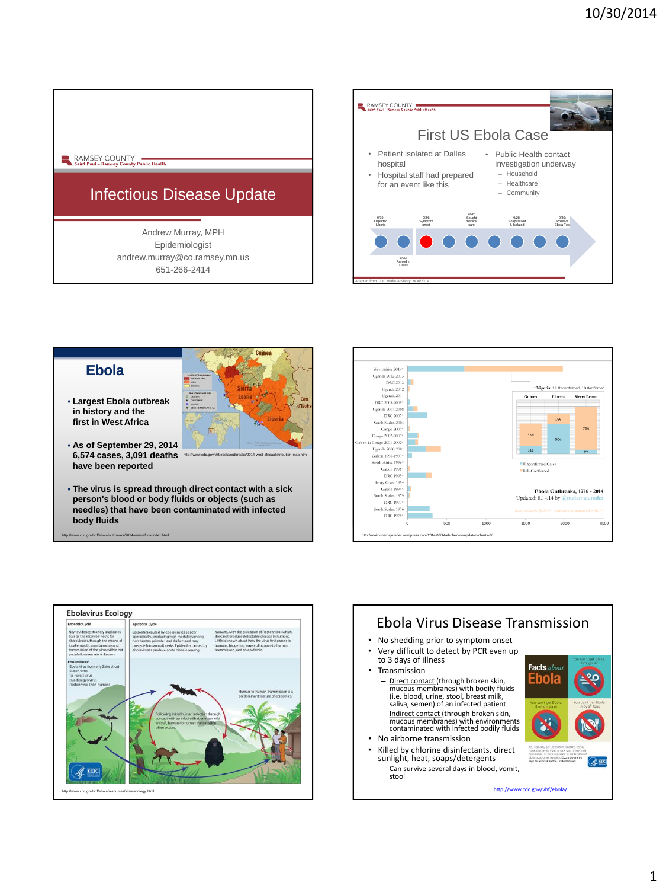## Infectious Disease Update

RAMSEY COUNTY
Saint Paul – Ramsey County Public Health

Andrew Murray, MPH
Epidemiologist
andrew.murray@co.ramsey.mn.us
651-266-2414

---

## First US Ebola Case

- Patient isolated at Dallas hospital
- Hospital staff had prepared for an event like this
- Public Health contact investigation underway
  - Household
  - Healthcare
  - Community

9/19: Departed Liberia
9/20: Arrived in Dallas
9/24: Symptom onset
9/26: Sought medical care
9/28: Hospitalized & isolated
9/30: Positive Ebola Test

Adapted from CDC Media Advisory, 9/30/2014

---

## Ebola

- Largest Ebola outbreak in history and the first in West Africa
- As of September 29, 2014 6,574 cases, 3,091 deaths have been reported
- The virus is spread through direct contact with a sick person's blood or body fluids or objects (such as needles) that have been contaminated with infected body fluids

http://www.cdc.gov/vhf/ebola/outbreaks/2014-west-africa/distribution-map.html

http://www.cdc.gov/vhf/ebola/outbreaks/2014-west-africa/index.html

---

Ebola Outbreaks, 1976 - 2014
Updated: 8.14.14 by @maimunamajumder

+Nigeria: 13 Unconfirmed, 10 Confirmed

| | Guinea | Liberia | Sierra Leone |
|---|---|---|---|
| Unconfirmed Cases | 169 | 166 | 766 |
| Lab-Confirmed | 141 | 804 | 77 |

http://maimunamajumder.wordpress.com/2014/08/14/ebola-new-updated-charts-8/

---

## Ebolavirus Ecology

http://www.cdc.gov/vhf/ebola/resources/virus-ecology.html

---

## Ebola Virus Disease Transmission

- No shedding prior to symptom onset
- Very difficult to detect by PCR even up to 3 days of illness
- Transmission
  - Direct contact (through broken skin, mucous membranes) with bodily fluids (i.e. blood, urine, stool, breast milk, saliva, semen) of an infected patient
  - Indirect contact (through broken skin, mucous membranes) with environments contaminated with infected bodily fluids
- No airborne transmission
- Killed by chlorine disinfectants, direct sunlight, heat, soaps/detergents
  - Can survive several days in blood, vomit, stool

http://www.cdc.gov/vhf/ebola/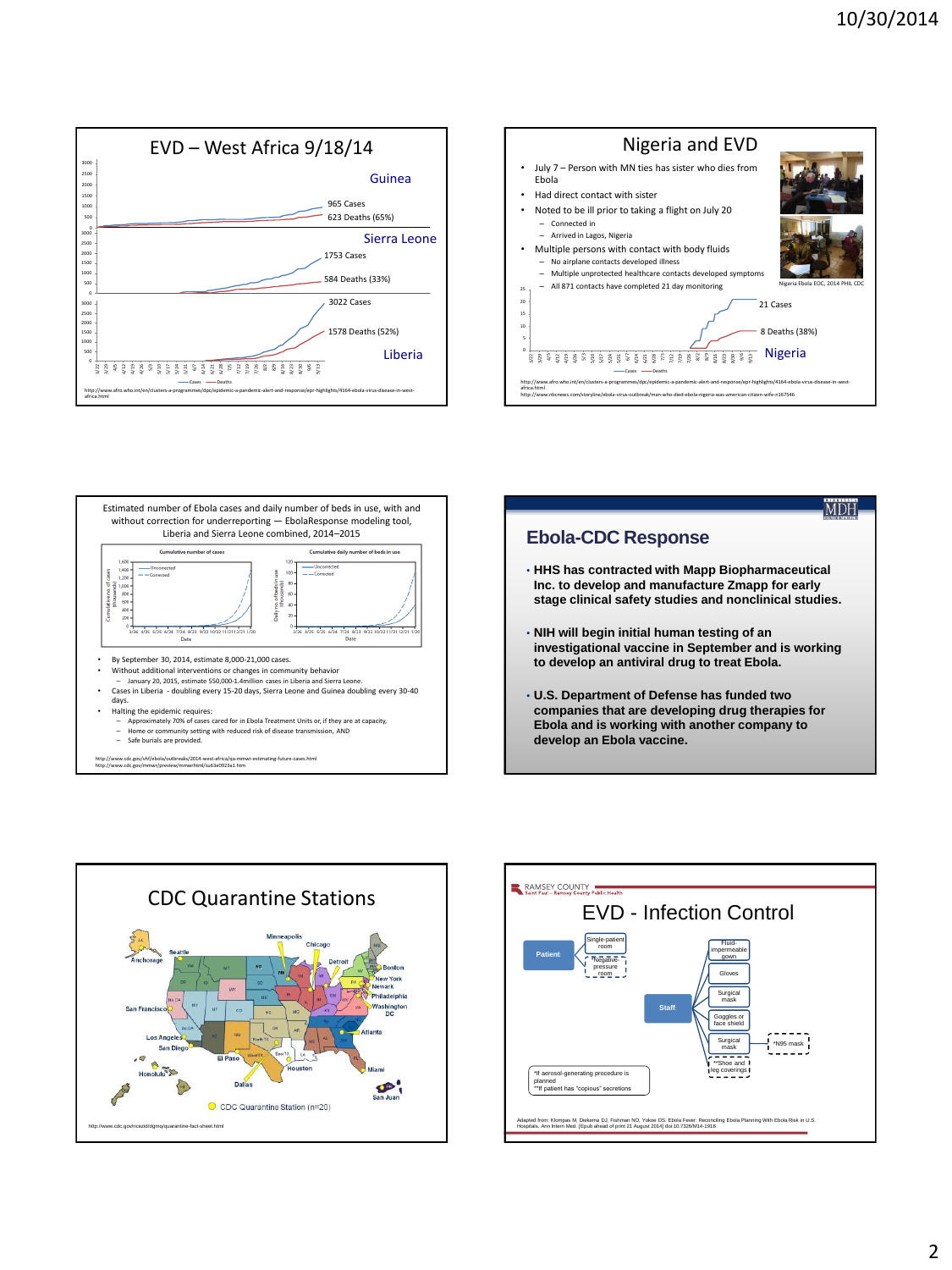## EVD – West Africa 9/18/14

**Guinea**
965 Cases
623 Deaths (65%)

**Sierra Leone**
1753 Cases
584 Deaths (33%)

**Liberia**
3022 Cases
1578 Deaths (52%)

— Cases — Deaths

http://www.afro.who.int/en/clusters-a-programmes/dpc/epidemic-a-pandemic-alert-and-response/epr-highlights/4164-ebola-virus-disease-in-west-africa.html

## Nigeria and EVD

- July 7 – Person with MN ties has sister who dies from Ebola
- Had direct contact with sister
- Noted to be ill prior to taking a flight on July 20
  - Connected in
  - Arrived in Lagos, Nigeria
- Multiple persons with contact with body fluids
  - No airplane contacts developed illness
  - Multiple unprotected healthcare contacts developed symptoms
  - All 871 contacts have completed 21 day monitoring

Nigeria Ebola EOC, 2014 PHIL CDC

**Nigeria**
21 Cases
8 Deaths (38%)

— Cases — Deaths

http://www.afro.who.int/en/clusters-a-programmes/dpc/epidemic-a-pandemic-alert-and-response/epr-highlights/4164-ebola-virus-disease-in-west-africa.html
http://www.nbcnews.com/storyline/ebola-virus-outbreak/man-who-died-ebola-nigeria-was-american-citizen-wife-n167546

## Estimated number of Ebola cases and daily number of beds in use, with and without correction for underreporting — EbolaResponse modeling tool, Liberia and Sierra Leone combined, 2014–2015

Cumulative number of cases | Cumulative daily number of beds in use (Uncorrected / Corrected)

- By September 30, 2014, estimate 8,000-21,000 cases.
- Without additional interventions or changes in community behavior
  - January 20, 2015, estimate 550,000-1.4million cases in Liberia and Sierra Leone.
- Cases in Liberia - doubling every 15-20 days, Sierra Leone and Guinea doubling every 30-40 days.
- Halting the epidemic requires:
  - Approximately 70% of cases cared for in Ebola Treatment Units or, if they are at capacity,
  - Home or community setting with reduced risk of disease transmission, AND
  - Safe burials are provided.

http://www.cdc.gov/vhf/ebola/outbreaks/2014-west-africa/qa-mmwr-estimating-future-cases.html
http://www.cdc.gov/mmwr/preview/mmwrhtml/su63e0923a1.htm

## Ebola-CDC Response

- **HHS has contracted with Mapp Biopharmaceutical Inc. to develop and manufacture Zmapp for early stage clinical safety studies and nonclinical studies.**
- **NIH will begin initial human testing of an investigational vaccine in September and is working to develop an antiviral drug to treat Ebola.**
- **U.S. Department of Defense has funded two companies that are developing drug therapies for Ebola and is working with another company to develop an Ebola vaccine.**

## CDC Quarantine Stations

Anchorage, Seattle, Minneapolis, Chicago, Detroit, Boston, New York, Newark, Philadelphia, Washington DC, Atlanta, Miami, San Juan, Houston, Dallas, El Paso, San Diego, Los Angeles, San Francisco, Honolulu

CDC Quarantine Station (n=20)

http://www.cdc.gov/ncezid/dgmq/quarantine-fact-sheet.html

## EVD - Infection Control

RAMSEY COUNTY – Saint Paul - Ramsey County Public Health

- Patient
  - Single-patient room
  - *Negative-pressure room
- Staff
  - Fluid-impermeable gown
  - Gloves
  - Surgical mask
  - Goggles or face shield
  - Surgical mask → *N95 mask
  - **Shoe and leg coverings

*If aerosol-generating procedure is planned
**If patient has "copious" secretions

Adapted from: Klompas M, Diekema DJ, Fishman NO, Yokoe DS. Ebola Fever: Reconciling Ebola Planning With Ebola Risk in U.S. Hospitals. Ann Intern Med. [Epub ahead of print 21 August 2014] doi:10.7326/M14-1918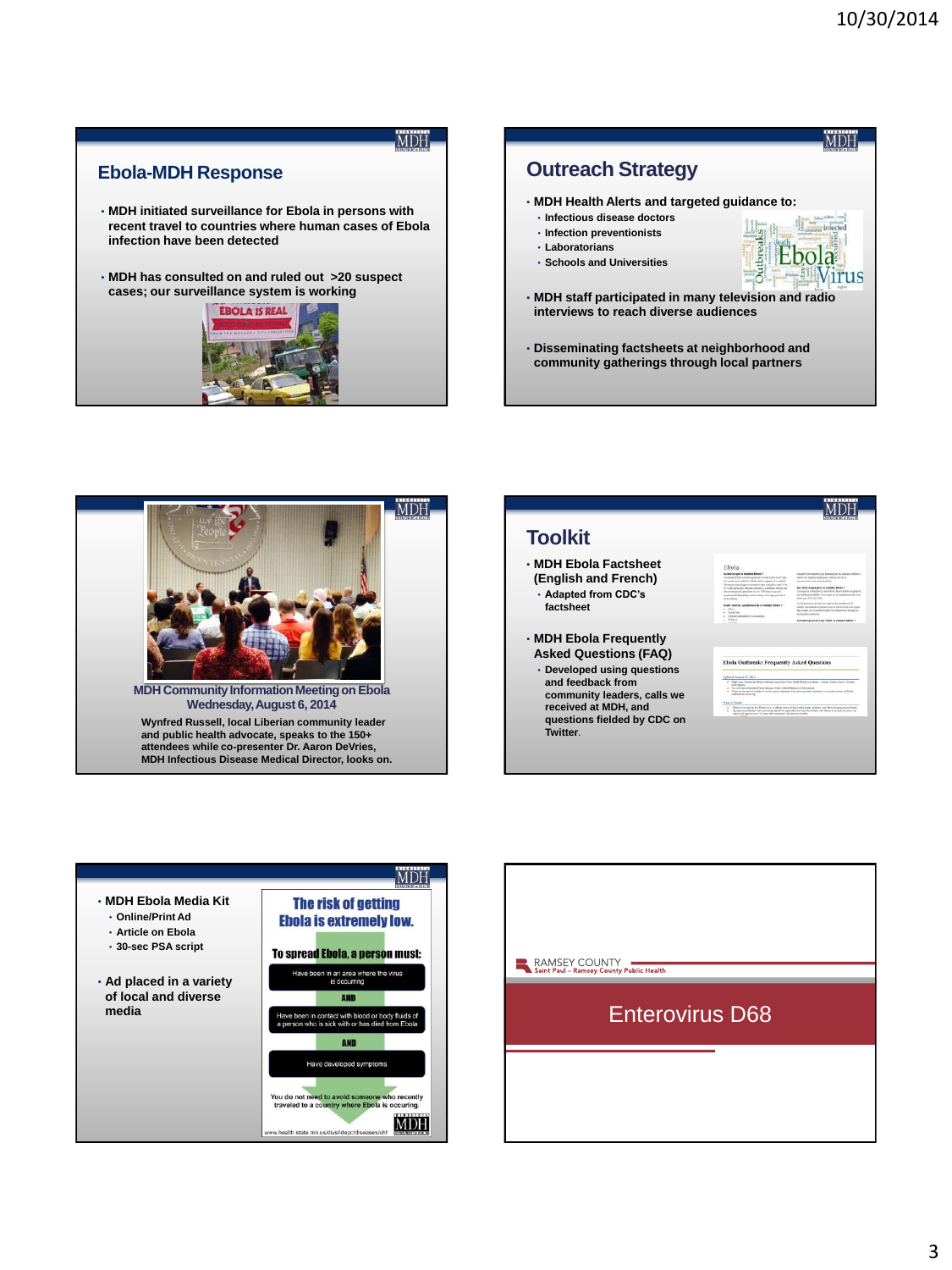## Ebola-MDH Response

- MDH initiated surveillance for Ebola in persons with recent travel to countries where human cases of Ebola infection have been detected
- MDH has consulted on and ruled out >20 suspect cases; our surveillance system is working

## Outreach Strategy

- MDH Health Alerts and targeted guidance to:
  - Infectious disease doctors
  - Infection preventionists
  - Laboratorians
  - Schools and Universities
- MDH staff participated in many television and radio interviews to reach diverse audiences
- Disseminating factsheets at neighborhood and community gatherings through local partners

**MDH Community Information Meeting on Ebola**
**Wednesday, August 6, 2014**

Wynfred Russell, local Liberian community leader and public health advocate, speaks to the 150+ attendees while co-presenter Dr. Aaron DeVries, MDH Infectious Disease Medical Director, looks on.

## Toolkit

- MDH Ebola Factsheet (English and French)
  - Adapted from CDC's factsheet
- MDH Ebola Frequently Asked Questions (FAQ)
  - Developed using questions and feedback from community leaders, calls we received at MDH, and questions fielded by CDC on Twitter.

- MDH Ebola Media Kit
  - Online/Print Ad
  - Article on Ebola
  - 30-sec PSA script
- Ad placed in a variety of local and diverse media

**The risk of getting Ebola is extremely low.**

**To spread Ebola, a person must:**

Have been in an area where the virus is occurring

**AND**

Have been in contact with blood or body fluids of a person who is sick with or has died from Ebola

**AND**

Have developed symptoms

You do not need to avoid someone who recently traveled to a country where Ebola is occuring.

www.health.state.mn.us/divs/idepc/diseases/vhf

RAMSEY COUNTY
Saint Paul – Ramsey County Public Health

## Enterovirus D68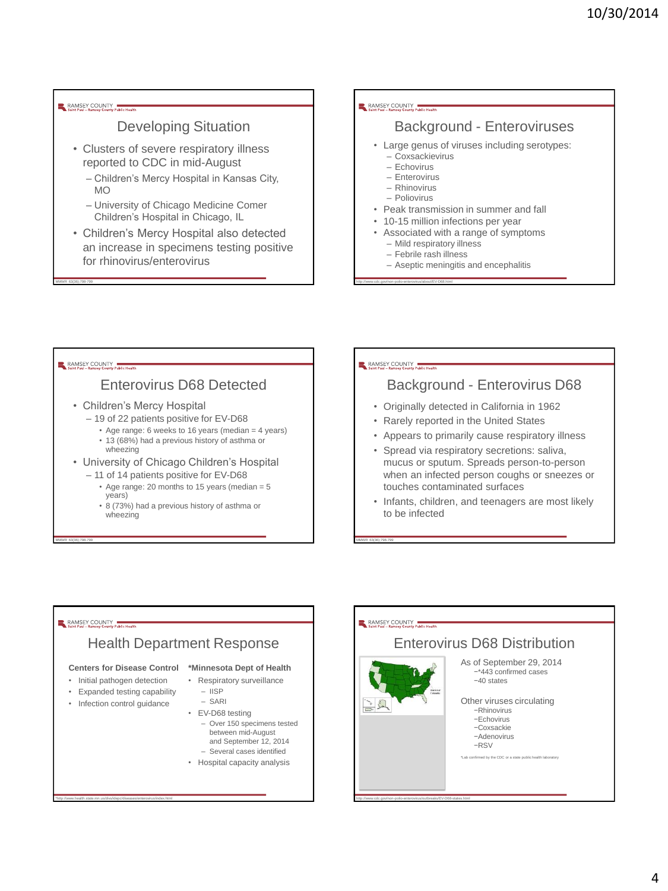## Developing Situation

- Clusters of severe respiratory illness reported to CDC in mid-August
  - Children's Mercy Hospital in Kansas City, MO
  - University of Chicago Medicine Comer Children's Hospital in Chicago, IL
- Children's Mercy Hospital also detected an increase in specimens testing positive for rhinovirus/enterovirus

MMWR 63(36);798-799

## Background - Enteroviruses

- Large genus of viruses including serotypes:
  - Coxsackievirus
  - Echovirus
  - Enterovirus
  - Rhinovirus
  - Poliovirus
- Peak transmission in summer and fall
- 10-15 million infections per year
- Associated with a range of symptoms
  - Mild respiratory illness
  - Febrile rash illness
  - Aseptic meningitis and encephalitis

http://www.cdc.gov/non-polio-enterovirus/about/EV-D68.html

## Enterovirus D68 Detected

- Children's Mercy Hospital
  - 19 of 22 patients positive for EV-D68
    - Age range: 6 weeks to 16 years (median = 4 years)
    - 13 (68%) had a previous history of asthma or wheezing
- University of Chicago Children's Hospital
  - 11 of 14 patients positive for EV-D68
    - Age range: 20 months to 15 years (median = 5 years)
    - 8 (73%) had a previous history of asthma or wheezing

MMWR 63(36);798-799

## Background - Enterovirus D68

- Originally detected in California in 1962
- Rarely reported in the United States
- Appears to primarily cause respiratory illness
- Spread via respiratory secretions: saliva, mucus or sputum. Spreads person-to-person when an infected person coughs or sneezes or touches contaminated surfaces
- Infants, children, and teenagers are most likely to be infected

MMWR 63(36);798-799

## Health Department Response

**Centers for Disease Control**

- Initial pathogen detection
- Expanded testing capability
- Infection control guidance

**\*Minnesota Dept of Health**

- Respiratory surveillance
  - IISP
  - SARI
- EV-D68 testing
  - Over 150 specimens tested between mid-August and September 12, 2014
  - Several cases identified
- Hospital capacity analysis

*http://www.health.state.mn.us/divs/idepc/diseases/enterovirus/index.html

## Enterovirus D68 Distribution

As of September 29, 2014
- *443 confirmed cases
- 40 states

Other viruses circulating
- Rhinovirus
- Echovirus
- Coxsackie
- Adenovirus
- RSV

*Lab confirmed by the CDC or a state public health laboratory

http://www.cdc.gov/non-polio-enterovirus/outbreaks/EV-D68-states.html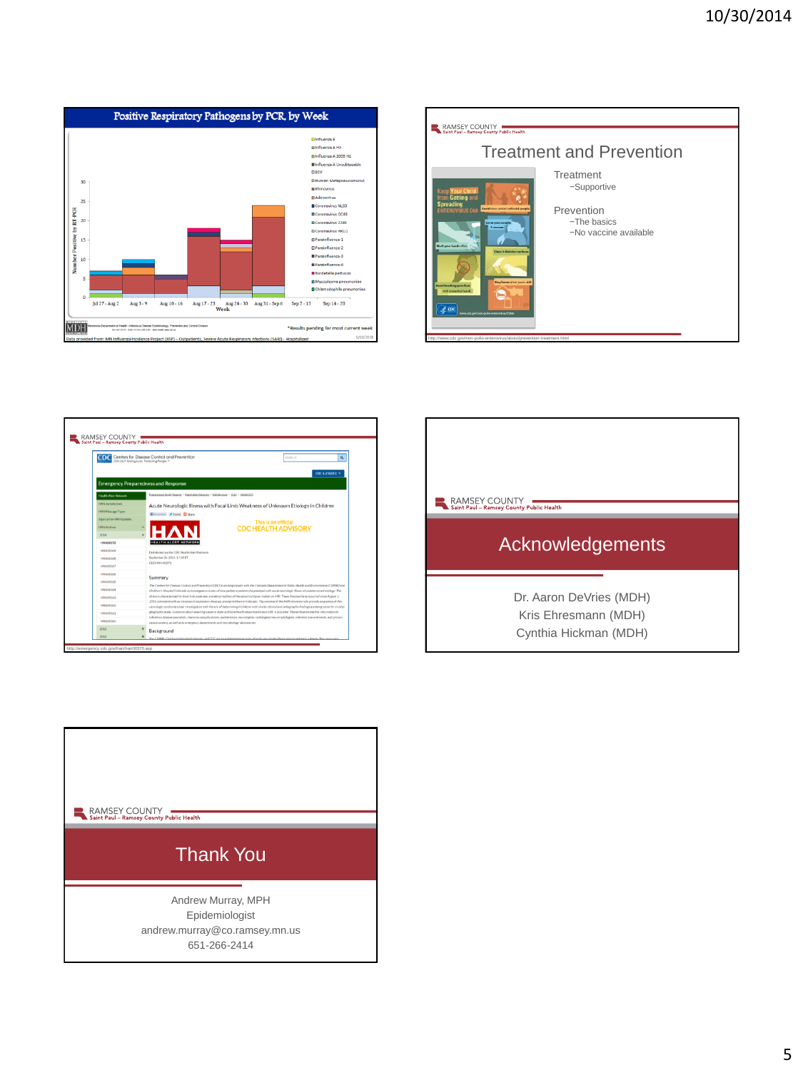## Positive Respiratory Pathogens by PCR by Week

Number Positive by RT-PCR

30
25
20
15
10
5
0

Jul 27 - Aug 2 | Aug 3 - 9 | Aug 10 - 16 | Aug 17 - 23 | Aug 24 - 30 | Aug 31 - Sep 6 | Sep 7 - 13 | Sep 14 - 20

Week

Influenza B
Influenza A H3
Influenza A 2009 H1
Influenza A Unsubtypable
RSV
Human Metapneumovirus
Rhinovirus
Adenovirus
Coronavirus NL63
Coronavirus OC43
Coronavirus 229E
Coronavirus HKU1
Parainfluenza-1
Parainfluenza-2
Parainfluenza-3
Parainfluenza-4
Bordetella pertussis
Mycoplasma pneumoniae
Chlamydophila pneumoniae

*Results pending for most current week

Data provided from: MN Influenza Incidence Project (IISP) – Outpatients, Severe Acute Respiratory Infections (SARI) - Hospitalized

---

RAMSEY COUNTY
Saint Paul – Ramsey County Public Health

## Treatment and Prevention

- Treatment
  - Supportive
- Prevention
  - The basics
  - No vaccine available

http://www.cdc.gov/non-polio-enterovirus/about/prevention-treatment.html

---

RAMSEY COUNTY
Saint Paul – Ramsey County Public Health

Acute Neurologic Illness with Focal Limb Weakness of Unknown Etiology in Children

HAN

This is an official
CDC HEALTH ADVISORY

http://emergency.cdc.gov/han/han00370.asp

---

RAMSEY COUNTY
Saint Paul – Ramsey County Public Health

## Acknowledgements

Dr. Aaron DeVries (MDH)
Kris Ehresmann (MDH)
Cynthia Hickman (MDH)

---

RAMSEY COUNTY
Saint Paul – Ramsey County Public Health

## Thank You

Andrew Murray, MPH
Epidemiologist
andrew.murray@co.ramsey.mn.us
651-266-2414